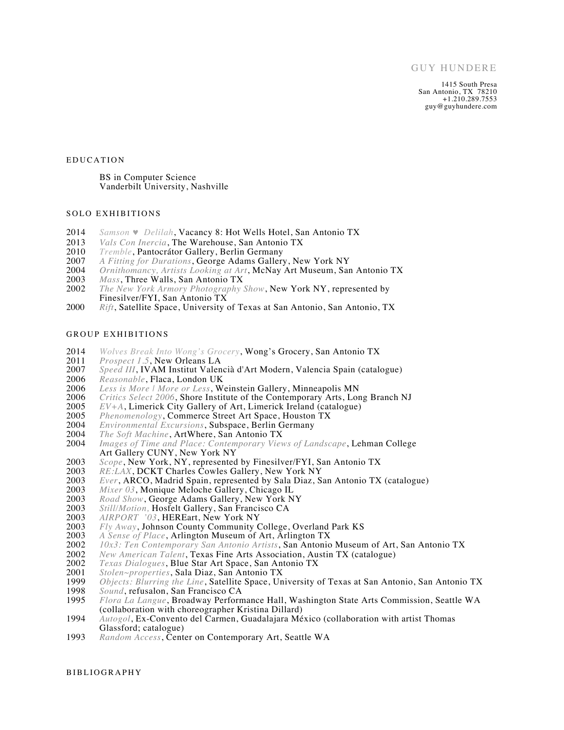# GUY HUNDERE

1415 South Presa
San Antonio, TX 78210
+1.210.289.7553
guy@guyhundere.com

## EDUCATION

BS in Computer Science
Vanderbilt University, Nashville

## SOLO EXHIBITIONS

2014 *Samson ♥ Delilah*, Vacancy 8: Hot Wells Hotel, San Antonio TX
2013 *Vals Con Inercia*, The Warehouse, San Antonio TX
2010 *Tremble*, Pantocrátor Gallery, Berlin Germany
2007 *A Fitting for Durations*, George Adams Gallery, New York NY
2004 *Ornithomancy, Artists Looking at Art*, McNay Art Museum, San Antonio TX
2003 *Mass*, Three Walls, San Antonio TX
2002 *The New York Armory Photography Show*, New York NY, represented by Finesilver/FYI, San Antonio TX
2000 *Rift*, Satellite Space, University of Texas at San Antonio, San Antonio, TX

## GROUP EXHIBITIONS

2014 *Wolves Break Into Wong's Grocery*, Wong's Grocery, San Antonio TX
2011 *Prospect 1.5*, New Orleans LA
2007 *Speed III*, IVAM Institut Valencià d'Art Modern, Valencia Spain (catalogue)
2006 *Reasonable*, Flaca, London UK
2006 *Less is More | More or Less*, Weinstein Gallery, Minneapolis MN
2006 *Critics Select 2006*, Shore Institute of the Contemporary Arts, Long Branch NJ
2005 *EV+A*, Limerick City Gallery of Art, Limerick Ireland (catalogue)
2005 *Phenomenology*, Commerce Street Art Space, Houston TX
2004 *Environmental Excursions*, Subspace, Berlin Germany
2004 *The Soft Machine*, ArtWhere, San Antonio TX
2004 *Images of Time and Place: Contemporary Views of Landscape*, Lehman College Art Gallery CUNY, New York NY
2003 *Scope*, New York, NY, represented by Finesilver/FYI, San Antonio TX
2003 *RE:LAX*, DCKT Charles Cowles Gallery, New York NY
2003 *Ever*, ARCO, Madrid Spain, represented by Sala Diaz, San Antonio TX (catalogue)
2003 *Mixer 03*, Monique Meloche Gallery, Chicago IL
2003 *Road Show*, George Adams Gallery, New York NY
2003 *Still/Motion,* Hosfelt Gallery, San Francisco CA
2003 *AIRPORT '03*, HEREart, New York NY
2003 *Fly Away*, Johnson County Community College, Overland Park KS
2003 *A Sense of Place*, Arlington Museum of Art, Arlington TX
2002 *10x3: Ten Contemporary San Antonio Artists*, San Antonio Museum of Art, San Antonio TX
2002 *New American Talent*, Texas Fine Arts Association, Austin TX (catalogue)
2002 *Texas Dialogues*, Blue Star Art Space, San Antonio TX
2001 *Stolen~properties*, Sala Diaz, San Antonio TX
1999 *Objects: Blurring the Line*, Satellite Space, University of Texas at San Antonio, San Antonio TX
1998 *Sound*, refusalon, San Francisco CA
1995 *Flora La Langue*, Broadway Performance Hall, Washington State Arts Commission, Seattle WA (collaboration with choreographer Kristina Dillard)
1994 *Autogol*, Ex-Convento del Carmen, Guadalajara México (collaboration with artist Thomas Glassford; catalogue)
1993 *Random Access*, Center on Contemporary Art, Seattle WA

## BIBLIOGRAPHY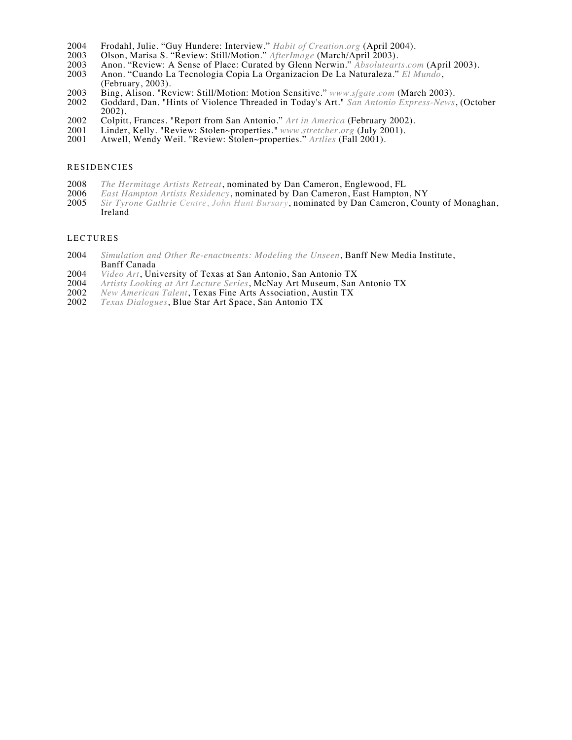2004 Frodahl, Julie. "Guy Hundere: Interview." *Habit of Creation.org* (April 2004).
2003 Olson, Marisa S. "Review: Still/Motion." *AfterImage* (March/April 2003).
2003 Anon. "Review: A Sense of Place: Curated by Glenn Nerwin." *Absolutearts.com* (April 2003).
2003 Anon. "Cuando La Tecnologia Copia La Organizacion De La Naturaleza." *El Mundo*, (February, 2003).
2003 Bing, Alison. "Review: Still/Motion: Motion Sensitive." *www.sfgate.com* (March 2003).
2002 Goddard, Dan. "Hints of Violence Threaded in Today's Art." *San Antonio Express-News*, (October 2002).
2002 Colpitt, Frances. "Report from San Antonio." *Art in America* (February 2002).
2001 Linder, Kelly. "Review: Stolen~properties." *www.stretcher.org* (July 2001).
2001 Atwell, Wendy Weil. "Review: Stolen~properties." *Artlies* (Fall 2001).

## RESIDENCIES

2008 *The Hermitage Artists Retreat*, nominated by Dan Cameron, Englewood, FL
2006 *East Hampton Artists Residency*, nominated by Dan Cameron, East Hampton, NY
2005 *Sir Tyrone Guthrie Centre, John Hunt Bursary*, nominated by Dan Cameron, County of Monaghan, Ireland

## LECTURES

2004 *Simulation and Other Re-enactments: Modeling the Unseen*, Banff New Media Institute, Banff Canada
2004 *Video Art*, University of Texas at San Antonio, San Antonio TX
2004 *Artists Looking at Art Lecture Series*, McNay Art Museum, San Antonio TX
2002 *New American Talent*, Texas Fine Arts Association, Austin TX
2002 *Texas Dialogues*, Blue Star Art Space, San Antonio TX